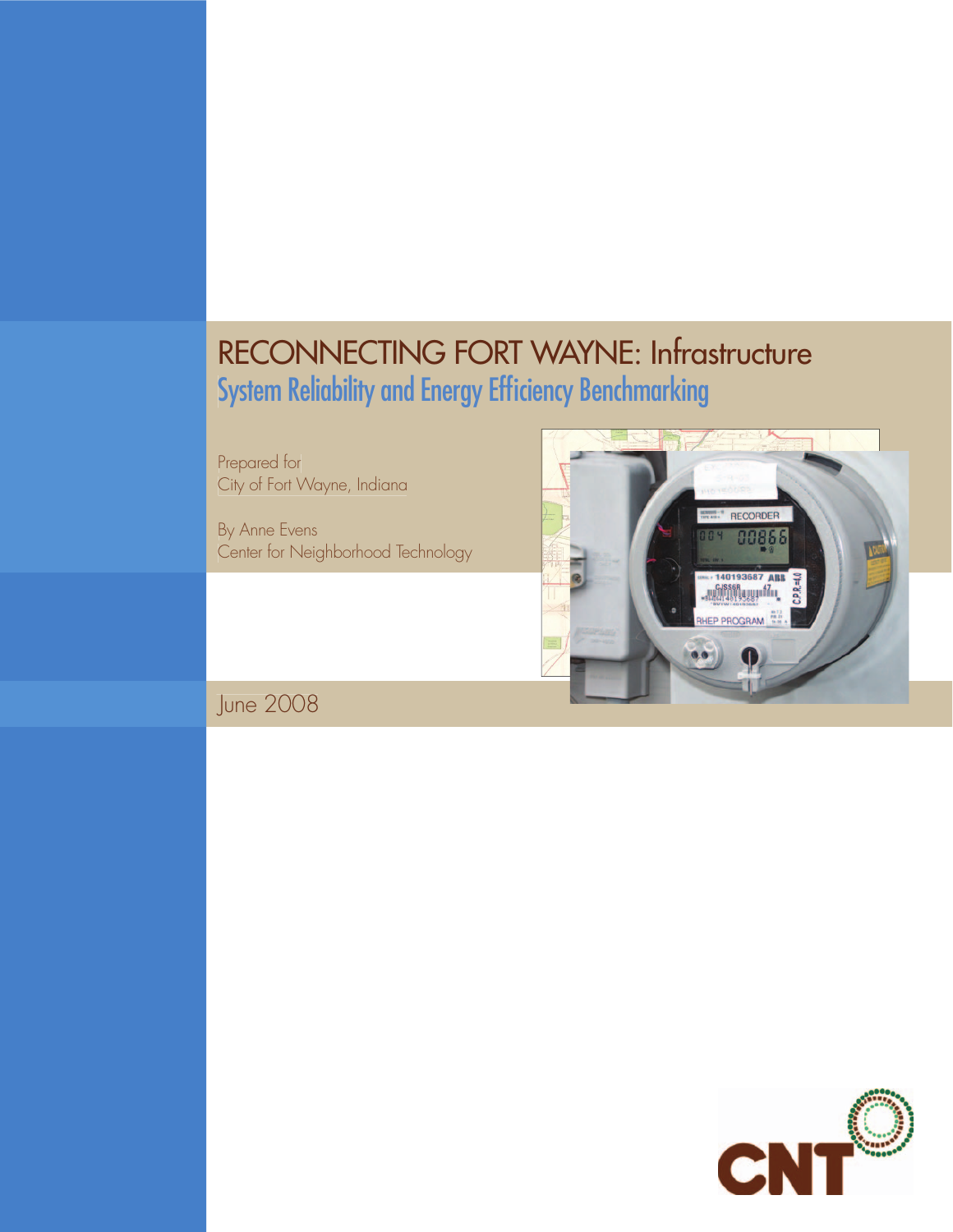# RECONNECTING FORT WAYNE: Infrastructure

## System Reliability and Energy Efficiency Benchmarking

Prepared for
City of Fort Wayne, Indiana

By Anne Evens
Center for Neighborhood Technology

June 2008

CNT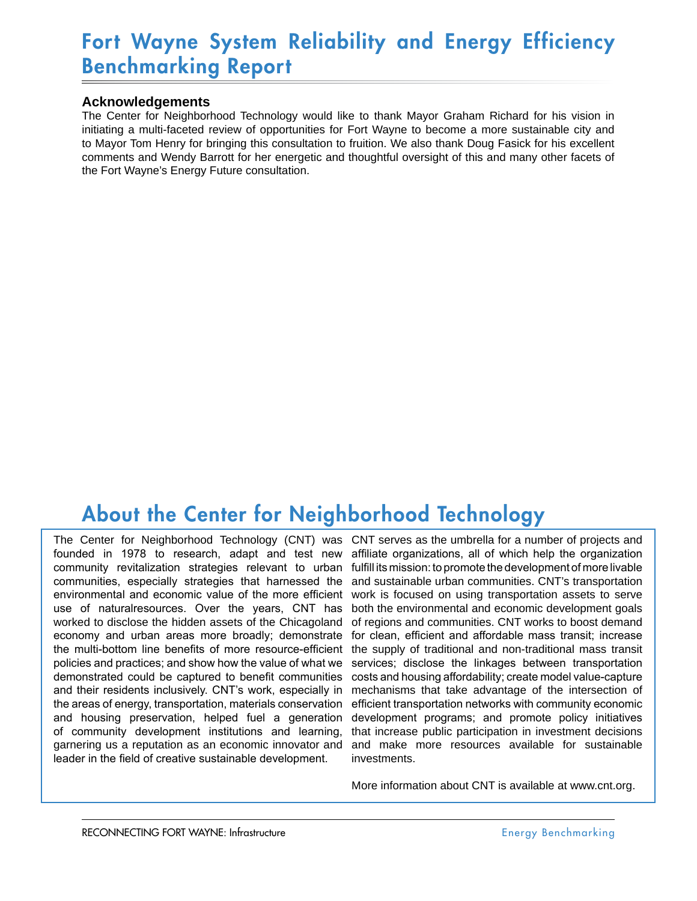# Fort Wayne System Reliability and Energy Efficiency Benchmarking Report

### Acknowledgements

The Center for Neighborhood Technology would like to thank Mayor Graham Richard for his vision in initiating a multi-faceted review of opportunities for Fort Wayne to become a more sustainable city and to Mayor Tom Henry for bringing this consultation to fruition. We also thank Doug Fasick for his excellent comments and Wendy Barrott for her energetic and thoughtful oversight of this and many other facets of the Fort Wayne's Energy Future consultation.

## About the Center for Neighborhood Technology

The Center for Neighborhood Technology (CNT) was founded in 1978 to research, adapt and test new community revitalization strategies relevant to urban communities, especially strategies that harnessed the environmental and economic value of the more efficient use of naturalresources. Over the years, CNT has worked to disclose the hidden assets of the Chicagoland economy and urban areas more broadly; demonstrate the multi-bottom line benefits of more resource-efficient policies and practices; and show how the value of what we demonstrated could be captured to benefit communities and their residents inclusively. CNT's work, especially in the areas of energy, transportation, materials conservation and housing preservation, helped fuel a generation of community development institutions and learning, garnering us a reputation as an economic innovator and leader in the field of creative sustainable development.

CNT serves as the umbrella for a number of projects and affiliate organizations, all of which help the organization fulfill its mission: to promote the development of more livable and sustainable urban communities. CNT's transportation work is focused on using transportation assets to serve both the environmental and economic development goals of regions and communities. CNT works to boost demand for clean, efficient and affordable mass transit; increase the supply of traditional and non-traditional mass transit services; disclose the linkages between transportation costs and housing affordability; create model value-capture mechanisms that take advantage of the intersection of efficient transportation networks with community economic development programs; and promote policy initiatives that increase public participation in investment decisions and make more resources available for sustainable investments.

More information about CNT is available at www.cnt.org.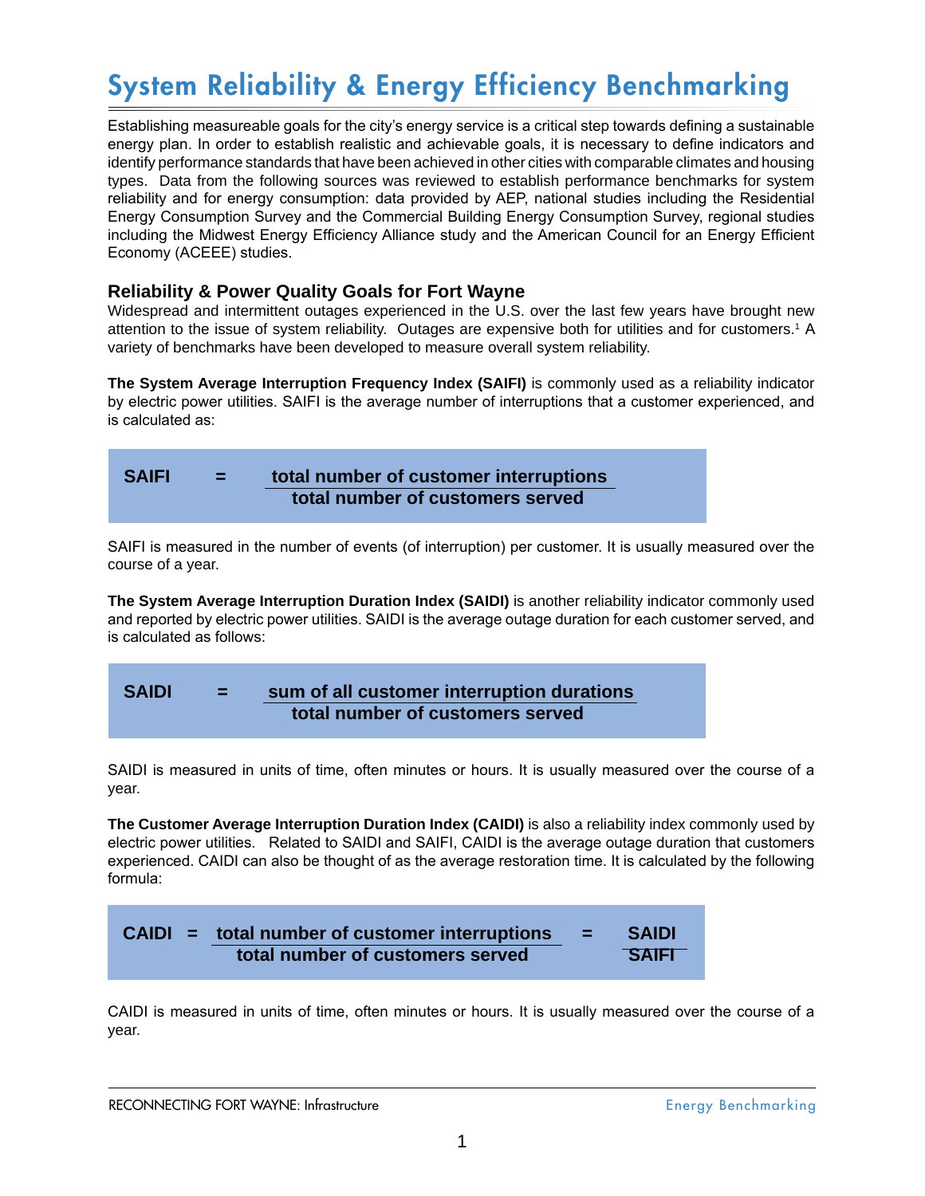# System Reliability & Energy Efficiency Benchmarking

Establishing measureable goals for the city's energy service is a critical step towards defining a sustainable energy plan. In order to establish realistic and achievable goals, it is necessary to define indicators and identify performance standards that have been achieved in other cities with comparable climates and housing types. Data from the following sources was reviewed to establish performance benchmarks for system reliability and for energy consumption: data provided by AEP, national studies including the Residential Energy Consumption Survey and the Commercial Building Energy Consumption Survey, regional studies including the Midwest Energy Efficiency Alliance study and the American Council for an Energy Efficient Economy (ACEEE) studies.

## Reliability & Power Quality Goals for Fort Wayne

Widespread and intermittent outages experienced in the U.S. over the last few years have brought new attention to the issue of system reliability. Outages are expensive both for utilities and for customers.[1] A variety of benchmarks have been developed to measure overall system reliability.

**The System Average Interruption Frequency Index (SAIFI)** is commonly used as a reliability indicator by electric power utilities. SAIFI is the average number of interruptions that a customer experienced, and is calculated as:

$$\textbf{SAIFI} = \frac{\textbf{total number of customer interruptions}}{\textbf{total number of customers served}}$$

SAIFI is measured in the number of events (of interruption) per customer. It is usually measured over the course of a year.

**The System Average Interruption Duration Index (SAIDI)** is another reliability indicator commonly used and reported by electric power utilities. SAIDI is the average outage duration for each customer served, and is calculated as follows:

$$\textbf{SAIDI} = \frac{\textbf{sum of all customer interruption durations}}{\textbf{total number of customers served}}$$

SAIDI is measured in units of time, often minutes or hours. It is usually measured over the course of a year.

**The Customer Average Interruption Duration Index (CAIDI)** is also a reliability index commonly used by electric power utilities. Related to SAIDI and SAIFI, CAIDI is the average outage duration that customers experienced. CAIDI can also be thought of as the average restoration time. It is calculated by the following formula:

$$\textbf{CAIDI} = \frac{\textbf{total number of customer interruptions}}{\textbf{total number of customers served}} = \frac{\textbf{SAIDI}}{\textbf{SAIFI}}$$

CAIDI is measured in units of time, often minutes or hours. It is usually measured over the course of a year.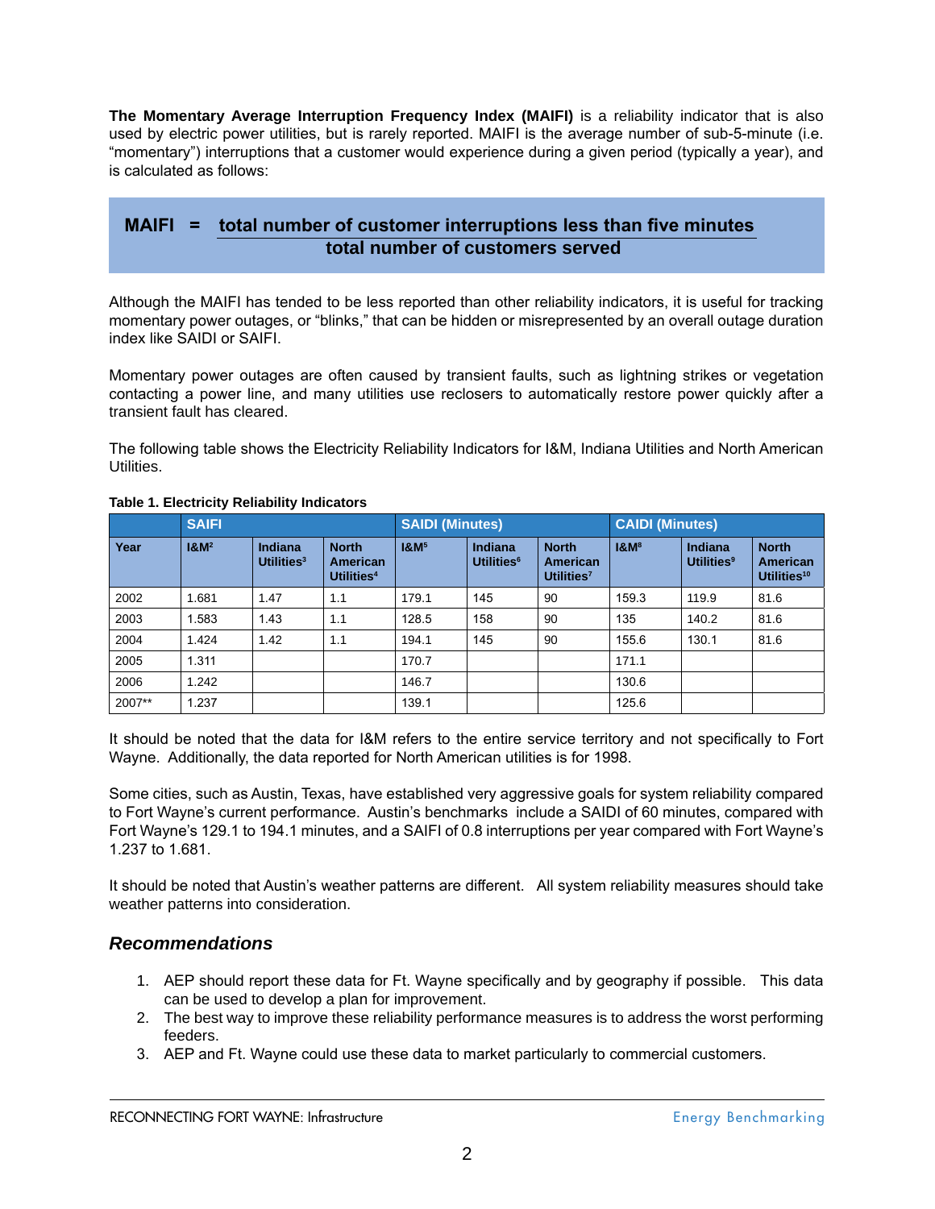**The Momentary Average Interruption Frequency Index (MAIFI)** is a reliability indicator that is also used by electric power utilities, but is rarely reported. MAIFI is the average number of sub-5-minute (i.e. "momentary") interruptions that a customer would experience during a given period (typically a year), and is calculated as follows:

$$\text{MAIFI} = \frac{\text{total number of customer interruptions less than five minutes}}{\text{total number of customers served}}$$

Although the MAIFI has tended to be less reported than other reliability indicators, it is useful for tracking momentary power outages, or "blinks," that can be hidden or misrepresented by an overall outage duration index like SAIDI or SAIFI.

Momentary power outages are often caused by transient faults, such as lightning strikes or vegetation contacting a power line, and many utilities use reclosers to automatically restore power quickly after a transient fault has cleared.

The following table shows the Electricity Reliability Indicators for I&M, Indiana Utilities and North American Utilities.

**Table 1. Electricity Reliability Indicators**

| | SAIFI | | | SAIDI (Minutes) | | | CAIDI (Minutes) | | |
|---|---|---|---|---|---|---|---|---|---|
| Year | I&M[2] | Indiana Utilities[3] | North American Utilities[4] | I&M[5] | Indiana Utilities[6] | North American Utilities[7] | I&M[8] | Indiana Utilities[9] | North American Utilities[10] |
| 2002 | 1.681 | 1.47 | 1.1 | 179.1 | 145 | 90 | 159.3 | 119.9 | 81.6 |
| 2003 | 1.583 | 1.43 | 1.1 | 128.5 | 158 | 90 | 135 | 140.2 | 81.6 |
| 2004 | 1.424 | 1.42 | 1.1 | 194.1 | 145 | 90 | 155.6 | 130.1 | 81.6 |
| 2005 | 1.311 | | | 170.7 | | | 171.1 | | |
| 2006 | 1.242 | | | 146.7 | | | 130.6 | | |
| 2007** | 1.237 | | | 139.1 | | | 125.6 | | |

It should be noted that the data for I&M refers to the entire service territory and not specifically to Fort Wayne. Additionally, the data reported for North American utilities is for 1998.

Some cities, such as Austin, Texas, have established very aggressive goals for system reliability compared to Fort Wayne's current performance. Austin's benchmarks include a SAIDI of 60 minutes, compared with Fort Wayne's 129.1 to 194.1 minutes, and a SAIFI of 0.8 interruptions per year compared with Fort Wayne's 1.237 to 1.681.

It should be noted that Austin's weather patterns are different. All system reliability measures should take weather patterns into consideration.

## *Recommendations*

1. AEP should report these data for Ft. Wayne specifically and by geography if possible. This data can be used to develop a plan for improvement.
2. The best way to improve these reliability performance measures is to address the worst performing feeders.
3. AEP and Ft. Wayne could use these data to market particularly to commercial customers.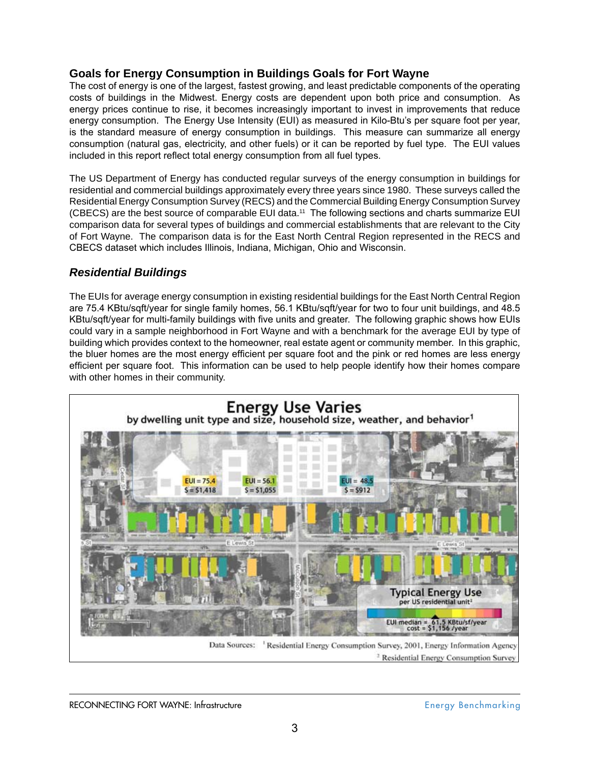## Goals for Energy Consumption in Buildings Goals for Fort Wayne

The cost of energy is one of the largest, fastest growing, and least predictable components of the operating costs of buildings in the Midwest. Energy costs are dependent upon both price and consumption. As energy prices continue to rise, it becomes increasingly important to invest in improvements that reduce energy consumption. The Energy Use Intensity (EUI) as measured in Kilo-Btu's per square foot per year, is the standard measure of energy consumption in buildings. This measure can summarize all energy consumption (natural gas, electricity, and other fuels) or it can be reported by fuel type. The EUI values included in this report reflect total energy consumption from all fuel types.

The US Department of Energy has conducted regular surveys of the energy consumption in buildings for residential and commercial buildings approximately every three years since 1980. These surveys called the Residential Energy Consumption Survey (RECS) and the Commercial Building Energy Consumption Survey (CBECS) are the best source of comparable EUI data.[11] The following sections and charts summarize EUI comparison data for several types of buildings and commercial establishments that are relevant to the City of Fort Wayne. The comparison data is for the East North Central Region represented in the RECS and CBECS dataset which includes Illinois, Indiana, Michigan, Ohio and Wisconsin.

### *Residential Buildings*

The EUIs for average energy consumption in existing residential buildings for the East North Central Region are 75.4 KBtu/sqft/year for single family homes, 56.1 KBtu/sqft/year for two to four unit buildings, and 48.5 KBtu/sqft/year for multi-family buildings with five units and greater. The following graphic shows how EUIs could vary in a sample neighborhood in Fort Wayne and with a benchmark for the average EUI by type of building which provides context to the homeowner, real estate agent or community member. In this graphic, the bluer homes are the most energy efficient per square foot and the pink or red homes are less energy efficient per square foot. This information can be used to help people identify how their homes compare with other homes in their community.

**Energy Use Varies**
by dwelling unit type and size, household size, weather, and behavior[1]

EUI = 75.4, $ = $1,418 | EUI = 56.1, $ = $1,055 | EUI = 48.5, $ = $912

Typical Energy Use per US residential unit[2]: EUI median = 61.5 KBtu/sf/year, cost = $1,156 /year

Data Sources: [1] Residential Energy Consumption Survey, 2001, Energy Information Agency
[2] Residential Energy Consumption Survey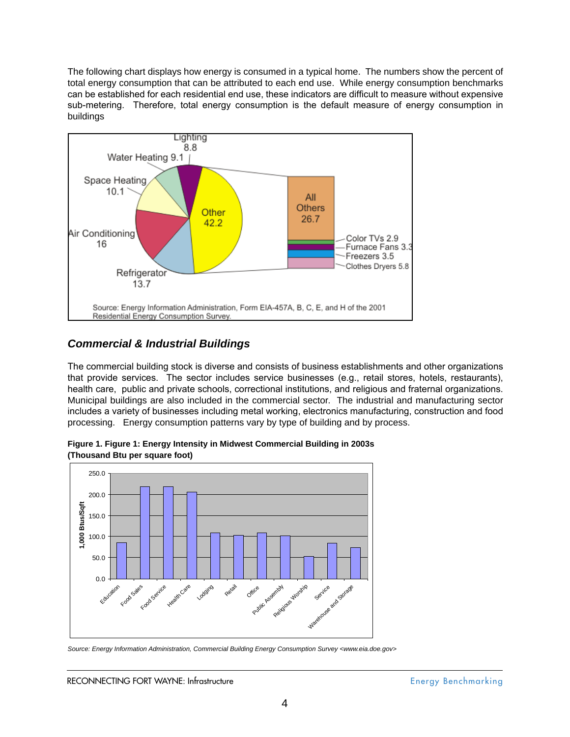The following chart displays how energy is consumed in a typical home. The numbers show the percent of total energy consumption that can be attributed to each end use. While energy consumption benchmarks can be established for each residential end use, these indicators are difficult to measure without expensive sub-metering. Therefore, total energy consumption is the default measure of energy consumption in buildings

Source: Energy Information Administration, Form EIA-457A, B, C, E, and H of the 2001 Residential Energy Consumption Survey.

## *Commercial & Industrial Buildings*

The commercial building stock is diverse and consists of business establishments and other organizations that provide services. The sector includes service businesses (e.g., retail stores, hotels, restaurants), health care, public and private schools, correctional institutions, and religious and fraternal organizations. Municipal buildings are also included in the commercial sector. The industrial and manufacturing sector includes a variety of businesses including metal working, electronics manufacturing, construction and food processing. Energy consumption patterns vary by type of building and by process.

**Figure 1. Figure 1: Energy Intensity in Midwest Commercial Building in 2003s (Thousand Btu per square foot)**

*Source: Energy Information Administration, Commercial Building Energy Consumption Survey <www.eia.doe.gov>*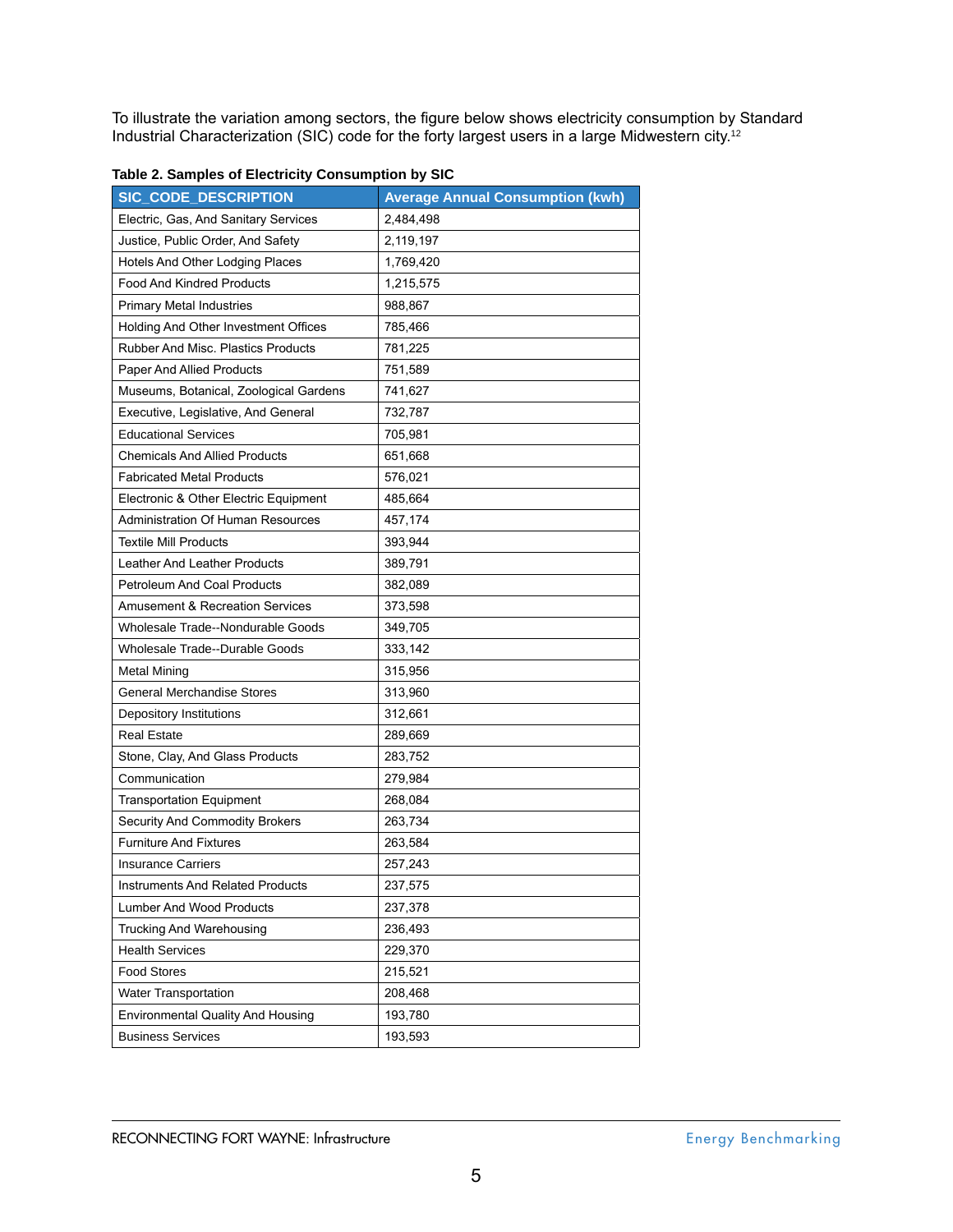To illustrate the variation among sectors, the figure below shows electricity consumption by Standard Industrial Characterization (SIC) code for the forty largest users in a large Midwestern city.[12]

**Table 2. Samples of Electricity Consumption by SIC**

| SIC_CODE_DESCRIPTION | Average Annual Consumption (kwh) |
|---|---|
| Electric, Gas, And Sanitary Services | 2,484,498 |
| Justice, Public Order, And Safety | 2,119,197 |
| Hotels And Other Lodging Places | 1,769,420 |
| Food And Kindred Products | 1,215,575 |
| Primary Metal Industries | 988,867 |
| Holding And Other Investment Offices | 785,466 |
| Rubber And Misc. Plastics Products | 781,225 |
| Paper And Allied Products | 751,589 |
| Museums, Botanical, Zoological Gardens | 741,627 |
| Executive, Legislative, And General | 732,787 |
| Educational Services | 705,981 |
| Chemicals And Allied Products | 651,668 |
| Fabricated Metal Products | 576,021 |
| Electronic & Other Electric Equipment | 485,664 |
| Administration Of Human Resources | 457,174 |
| Textile Mill Products | 393,944 |
| Leather And Leather Products | 389,791 |
| Petroleum And Coal Products | 382,089 |
| Amusement & Recreation Services | 373,598 |
| Wholesale Trade--Nondurable Goods | 349,705 |
| Wholesale Trade--Durable Goods | 333,142 |
| Metal Mining | 315,956 |
| General Merchandise Stores | 313,960 |
| Depository Institutions | 312,661 |
| Real Estate | 289,669 |
| Stone, Clay, And Glass Products | 283,752 |
| Communication | 279,984 |
| Transportation Equipment | 268,084 |
| Security And Commodity Brokers | 263,734 |
| Furniture And Fixtures | 263,584 |
| Insurance Carriers | 257,243 |
| Instruments And Related Products | 237,575 |
| Lumber And Wood Products | 237,378 |
| Trucking And Warehousing | 236,493 |
| Health Services | 229,370 |
| Food Stores | 215,521 |
| Water Transportation | 208,468 |
| Environmental Quality And Housing | 193,780 |
| Business Services | 193,593 |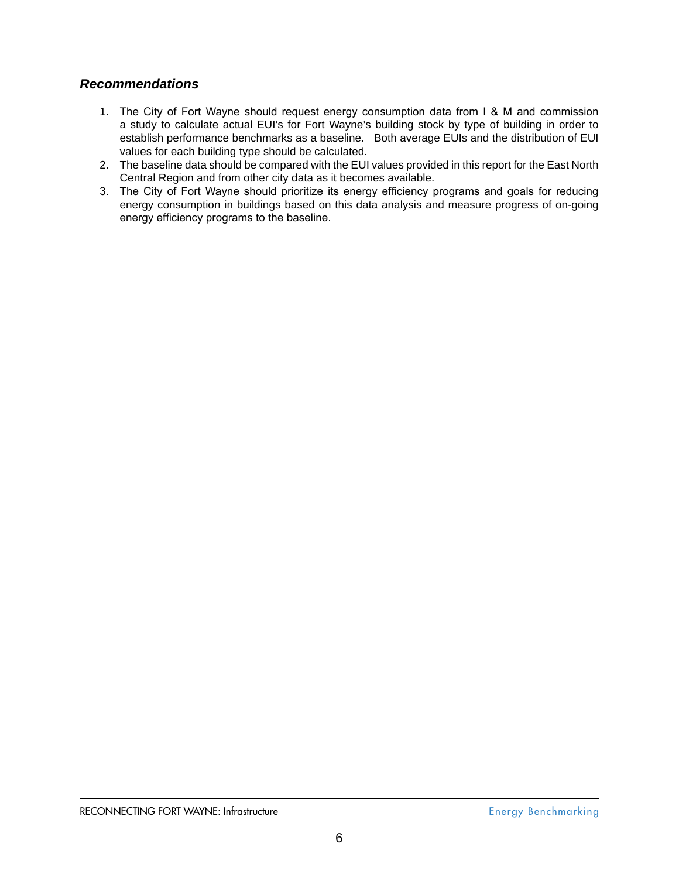### ***Recommendations***

1. The City of Fort Wayne should request energy consumption data from I & M and commission a study to calculate actual EUI's for Fort Wayne's building stock by type of building in order to establish performance benchmarks as a baseline. Both average EUIs and the distribution of EUI values for each building type should be calculated.
2. The baseline data should be compared with the EUI values provided in this report for the East North Central Region and from other city data as it becomes available.
3. The City of Fort Wayne should prioritize its energy efficiency programs and goals for reducing energy consumption in buildings based on this data analysis and measure progress of on-going energy efficiency programs to the baseline.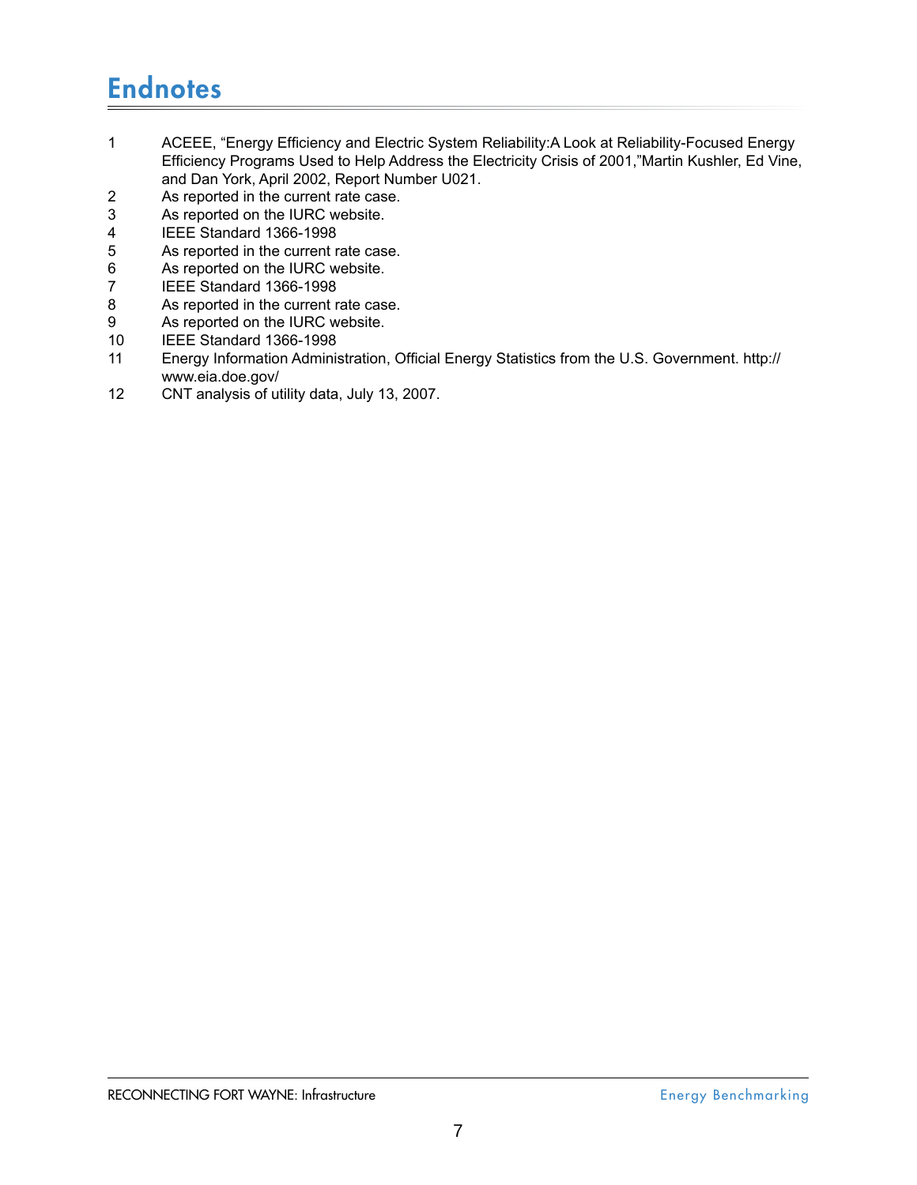# Endnotes

1. ACEEE, “Energy Efficiency and Electric System Reliability:A Look at Reliability-Focused Energy Efficiency Programs Used to Help Address the Electricity Crisis of 2001,”Martin Kushler, Ed Vine, and Dan York, April 2002, Report Number U021.
2. As reported in the current rate case.
3. As reported on the IURC website.
4. IEEE Standard 1366-1998
5. As reported in the current rate case.
6. As reported on the IURC website.
7. IEEE Standard 1366-1998
8. As reported in the current rate case.
9. As reported on the IURC website.
10. IEEE Standard 1366-1998
11. Energy Information Administration, Official Energy Statistics from the U.S. Government. http://www.eia.doe.gov/
12. CNT analysis of utility data, July 13, 2007.